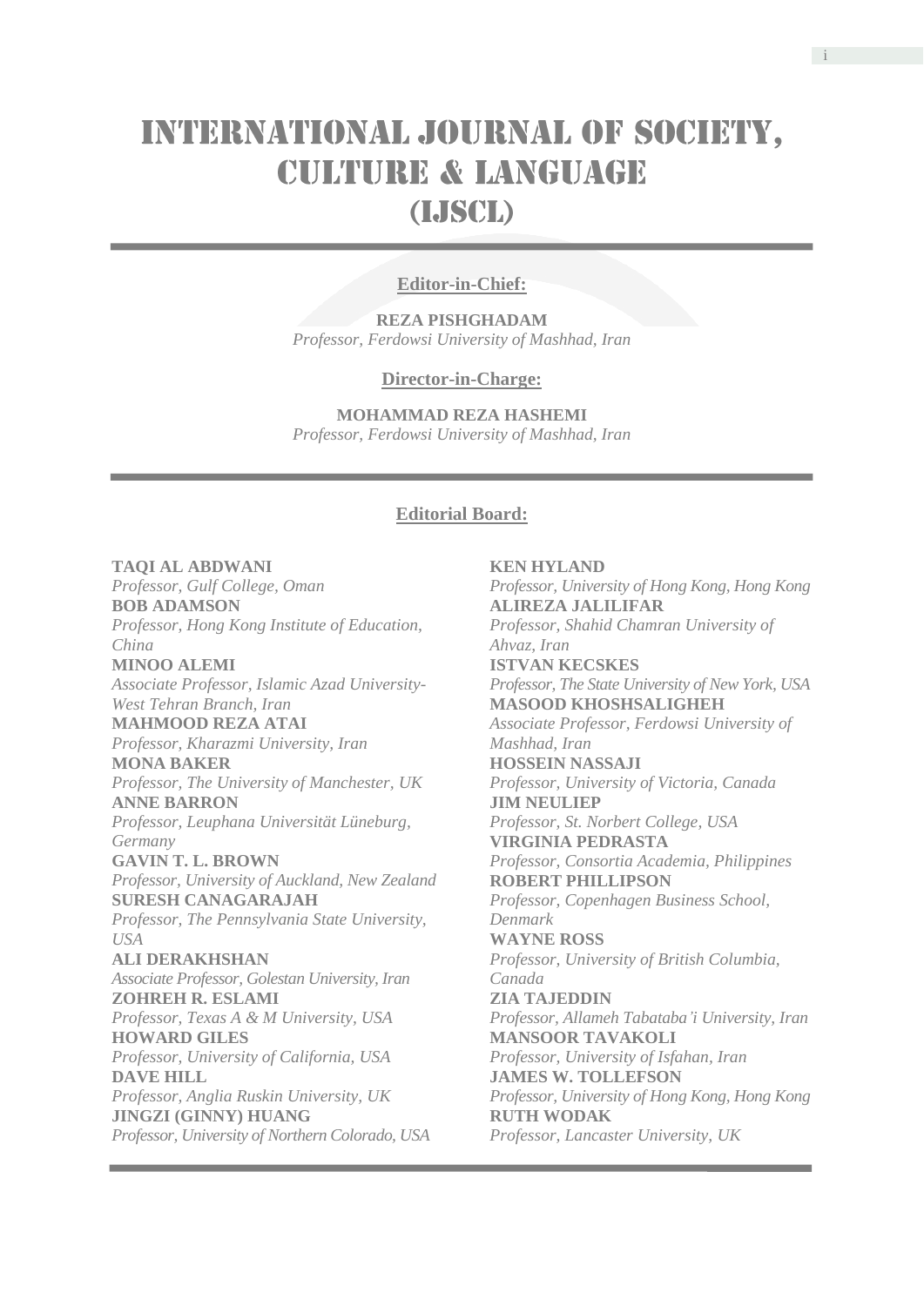# INTERNATIONAL JOURNAL OF SOCIETY, CULTURE & LANGUAGE (IJSCL)

**Editor-in-Chief:**

**REZA PISHGHADAM**
*Professor, Ferdowsi University of Mashhad, Iran*

**Director-in-Charge:**

**MOHAMMAD REZA HASHEMI**
*Professor, Ferdowsi University of Mashhad, Iran*

**Editorial Board:**

**TAQI AL ABDWANI**
*Professor, Gulf College, Oman*
**BOB ADAMSON**
*Professor, Hong Kong Institute of Education, China*
**MINOO ALEMI**
*Associate Professor, Islamic Azad University-West Tehran Branch, Iran*
**MAHMOOD REZA ATAI**
*Professor, Kharazmi University, Iran*
**MONA BAKER**
*Professor, The University of Manchester, UK*
**ANNE BARRON**
*Professor, Leuphana Universität Lüneburg, Germany*
**GAVIN T. L. BROWN**
*Professor, University of Auckland, New Zealand*
**SURESH CANAGARAJAH**
*Professor, The Pennsylvania State University, USA*
**ALI DERAKHSHAN**
*Associate Professor, Golestan University, Iran*
**ZOHREH R. ESLAMI**
*Professor, Texas A & M University, USA*
**HOWARD GILES**
*Professor, University of California, USA*
**DAVE HILL**
*Professor, Anglia Ruskin University, UK*
**JINGZI (GINNY) HUANG**
*Professor, University of Northern Colorado, USA*
**KEN HYLAND**
*Professor, University of Hong Kong, Hong Kong*
**ALIREZA JALILIFAR**
*Professor, Shahid Chamran University of Ahvaz, Iran*
**ISTVAN KECSKES**
*Professor, The State University of New York, USA*
**MASOOD KHOSHSALIGHEH**
*Associate Professor, Ferdowsi University of Mashhad, Iran*
**HOSSEIN NASSAJI**
*Professor, University of Victoria, Canada*
**JIM NEULIEP**
*Professor, St. Norbert College, USA*
**VIRGINIA PEDRASTA**
*Professor, Consortia Academia, Philippines*
**ROBERT PHILLIPSON**
*Professor, Copenhagen Business School, Denmark*
**WAYNE ROSS**
*Professor, University of British Columbia, Canada*
**ZIA TAJEDDIN**
*Professor, Allameh Tabataba'i University, Iran*
**MANSOOR TAVAKOLI**
*Professor, University of Isfahan, Iran*
**JAMES W. TOLLEFSON**
*Professor, University of Hong Kong, Hong Kong*
**RUTH WODAK**
*Professor, Lancaster University, UK*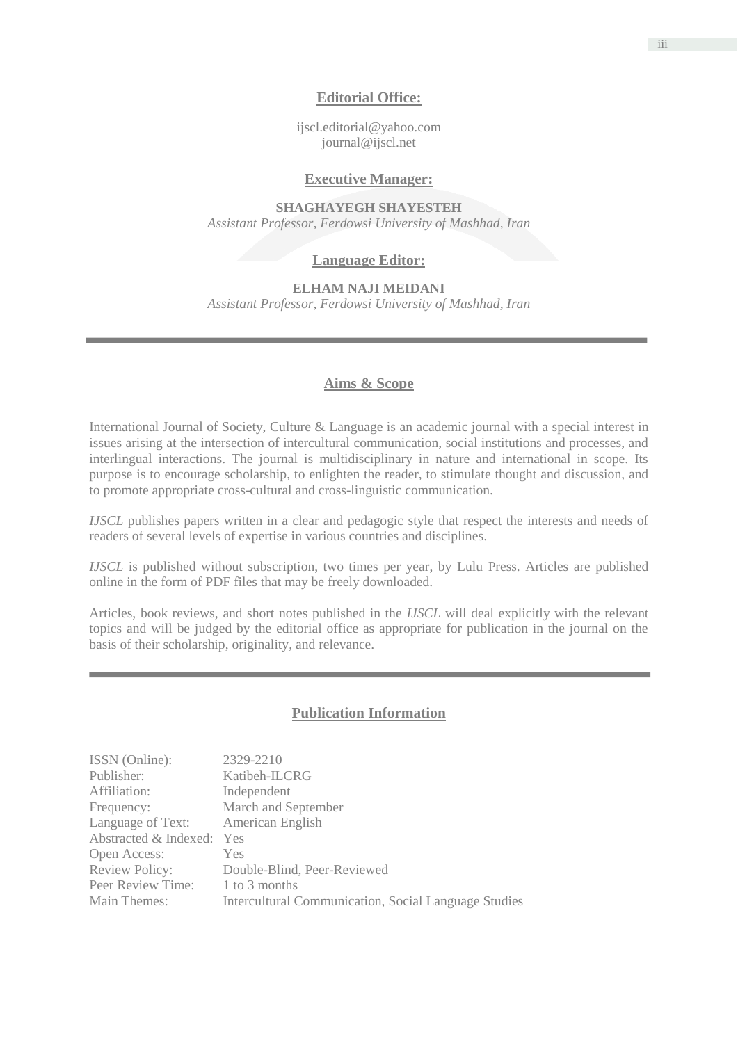## Editorial Office:

ijscl.editorial@yahoo.com
journal@ijscl.net

## Executive Manager:

**SHAGHAYEGH SHAYESTEH**
*Assistant Professor, Ferdowsi University of Mashhad, Iran*

## Language Editor:

**ELHAM NAJI MEIDANI**
*Assistant Professor, Ferdowsi University of Mashhad, Iran*

---

## Aims & Scope

International Journal of Society, Culture & Language is an academic journal with a special interest in issues arising at the intersection of intercultural communication, social institutions and processes, and interlingual interactions. The journal is multidisciplinary in nature and international in scope. Its purpose is to encourage scholarship, to enlighten the reader, to stimulate thought and discussion, and to promote appropriate cross-cultural and cross-linguistic communication.

*IJSCL* publishes papers written in a clear and pedagogic style that respect the interests and needs of readers of several levels of expertise in various countries and disciplines.

*IJSCL* is published without subscription, two times per year, by Lulu Press. Articles are published online in the form of PDF files that may be freely downloaded.

Articles, book reviews, and short notes published in the *IJSCL* will deal explicitly with the relevant topics and will be judged by the editorial office as appropriate for publication in the journal on the basis of their scholarship, originality, and relevance.

---

## Publication Information

| | |
|---|---|
| ISSN (Online): | 2329-2210 |
| Publisher: | Katibeh-ILCRG |
| Affiliation: | Independent |
| Frequency: | March and September |
| Language of Text: | American English |
| Abstracted & Indexed: | Yes |
| Open Access: | Yes |
| Review Policy: | Double-Blind, Peer-Reviewed |
| Peer Review Time: | 1 to 3 months |
| Main Themes: | Intercultural Communication, Social Language Studies |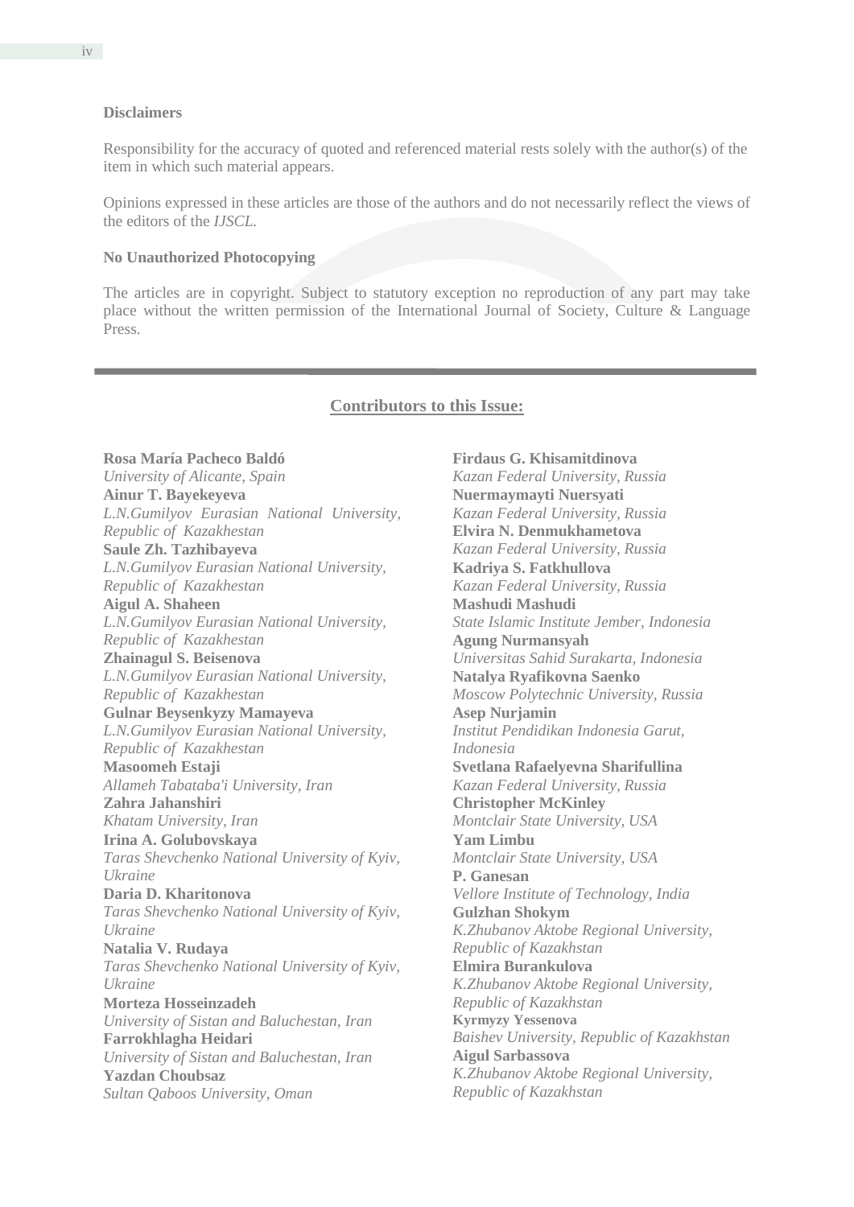**Disclaimers**

Responsibility for the accuracy of quoted and referenced material rests solely with the author(s) of the item in which such material appears.

Opinions expressed in these articles are those of the authors and do not necessarily reflect the views of the editors of the *IJSCL.*

**No Unauthorized Photocopying**

The articles are in copyright. Subject to statutory exception no reproduction of any part may take place without the written permission of the International Journal of Society, Culture & Language Press.

---

## Contributors to this Issue:

**Rosa María Pacheco Baldó**
*University of Alicante, Spain*
**Ainur T. Bayekeyeva**
*L.N.Gumilyov Eurasian National University, Republic of Kazakhestan*
**Saule Zh. Tazhibayeva**
*L.N.Gumilyov Eurasian National University, Republic of Kazakhestan*
**Aigul A. Shaheen**
*L.N.Gumilyov Eurasian National University, Republic of Kazakhestan*
**Zhainagul S. Beisenova**
*L.N.Gumilyov Eurasian National University, Republic of Kazakhestan*
**Gulnar Beysenkyzy Mamayeva**
*L.N.Gumilyov Eurasian National University, Republic of Kazakhestan*
**Masoomeh Estaji**
*Allameh Tabataba'i University, Iran*
**Zahra Jahanshiri**
*Khatam University, Iran*
**Irina A. Golubovskaya**
*Taras Shevchenko National University of Kyiv, Ukraine*
**Daria D. Kharitonova**
*Taras Shevchenko National University of Kyiv, Ukraine*
**Natalia V. Rudaya**
*Taras Shevchenko National University of Kyiv, Ukraine*
**Morteza Hosseinzadeh**
*University of Sistan and Baluchestan, Iran*
**Farrokhlagha Heidari**
*University of Sistan and Baluchestan, Iran*
**Yazdan Choubsaz**
*Sultan Qaboos University, Oman*
**Firdaus G. Khisamitdinova**
*Kazan Federal University, Russia*
**Nuermaymayti Nuersyati**
*Kazan Federal University, Russia*
**Elvira N. Denmukhametova**
*Kazan Federal University, Russia*
**Kadriya S. Fatkhullova**
*Kazan Federal University, Russia*
**Mashudi Mashudi**
*State Islamic Institute Jember, Indonesia*
**Agung Nurmansyah**
*Universitas Sahid Surakarta, Indonesia*
**Natalya Ryafikovna Saenko**
*Moscow Polytechnic University, Russia*
**Asep Nurjamin**
*Institut Pendidikan Indonesia Garut, Indonesia*
**Svetlana Rafaelyevna Sharifullina**
*Kazan Federal University, Russia*
**Christopher McKinley**
*Montclair State University, USA*
**Yam Limbu**
*Montclair State University, USA*
**P. Ganesan**
*Vellore Institute of Technology, India*
**Gulzhan Shokym**
*K.Zhubanov Aktobe Regional University, Republic of Kazakhstan*
**Elmira Burankulova**
*K.Zhubanov Aktobe Regional University, Republic of Kazakhstan*
**Kyrmyzy Yessenova**
*Baishev University, Republic of Kazakhstan*
**Aigul Sarbassova**
*K.Zhubanov Aktobe Regional University, Republic of Kazakhstan*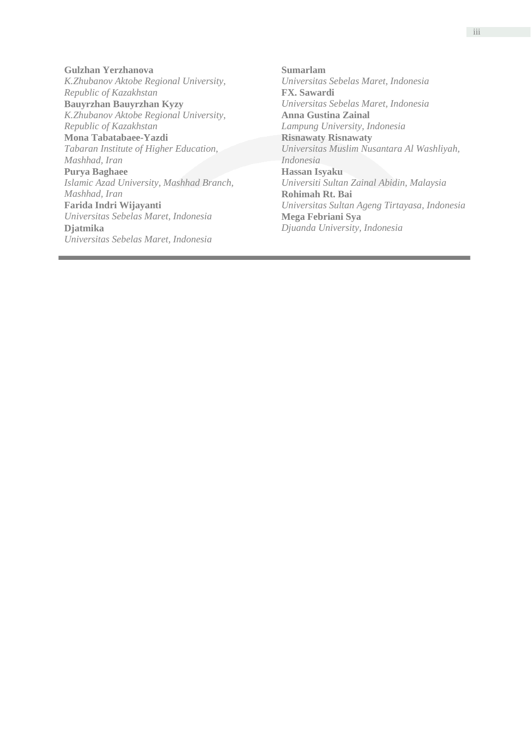**Gulzhan Yerzhanova**
*K.Zhubanov Aktobe Regional University, Republic of Kazakhstan*
**Bauyrzhan Bauyrzhan Kyzy**
*K.Zhubanov Aktobe Regional University, Republic of Kazakhstan*
**Mona Tabatabaee-Yazdi**
*Tabaran Institute of Higher Education, Mashhad, Iran*
**Purya Baghaee**
*Islamic Azad University, Mashhad Branch, Mashhad, Iran*
**Farida Indri Wijayanti**
*Universitas Sebelas Maret, Indonesia*
**Djatmika**
*Universitas Sebelas Maret, Indonesia*
**Sumarlam**
*Universitas Sebelas Maret, Indonesia*
**FX. Sawardi**
*Universitas Sebelas Maret, Indonesia*
**Anna Gustina Zainal**
*Lampung University, Indonesia*
**Risnawaty Risnawaty**
*Universitas Muslim Nusantara Al Washliyah, Indonesia*
**Hassan Isyaku**
*Universiti Sultan Zainal Abidin, Malaysia*
**Rohimah Rt. Bai**
*Universitas Sultan Ageng Tirtayasa, Indonesia*
**Mega Febriani Sya**
*Djuanda University, Indonesia*